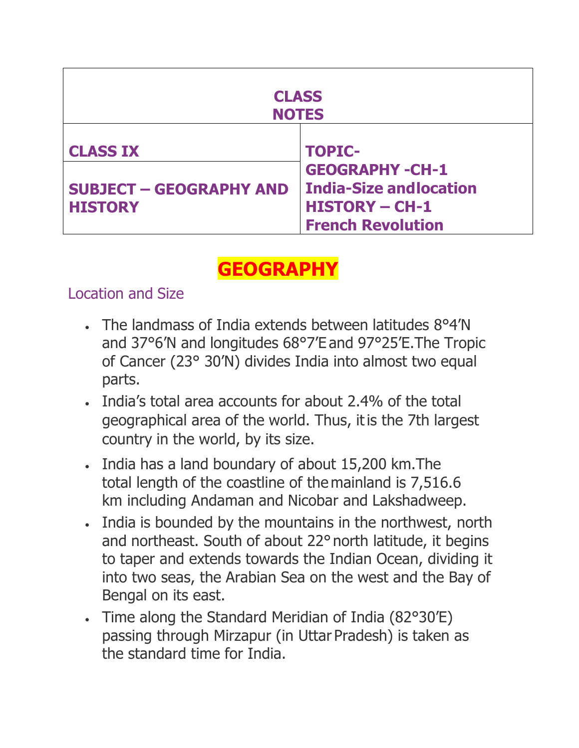| CLASS NOTES | |
|---|---|
| **CLASS IX** | **TOPIC- GEOGRAPHY -CH-1 India-Size andlocation HISTORY – CH-1 French Revolution** |
| **SUBJECT – GEOGRAPHY AND HISTORY** | |

# GEOGRAPHY

## Location and Size

- The landmass of India extends between latitudes 8°4′N and 37°6′N and longitudes 68°7′E and 97°25′E.The Tropic of Cancer (23° 30′N) divides India into almost two equal parts.
- India's total area accounts for about 2.4% of the total geographical area of the world. Thus, it is the 7th largest country in the world, by its size.
- India has a land boundary of about 15,200 km.The total length of the coastline of the mainland is 7,516.6 km including Andaman and Nicobar and Lakshadweep.
- India is bounded by the mountains in the northwest, north and northeast. South of about 22° north latitude, it begins to taper and extends towards the Indian Ocean, dividing it into two seas, the Arabian Sea on the west and the Bay of Bengal on its east.
- Time along the Standard Meridian of India (82°30′E) passing through Mirzapur (in Uttar Pradesh) is taken as the standard time for India.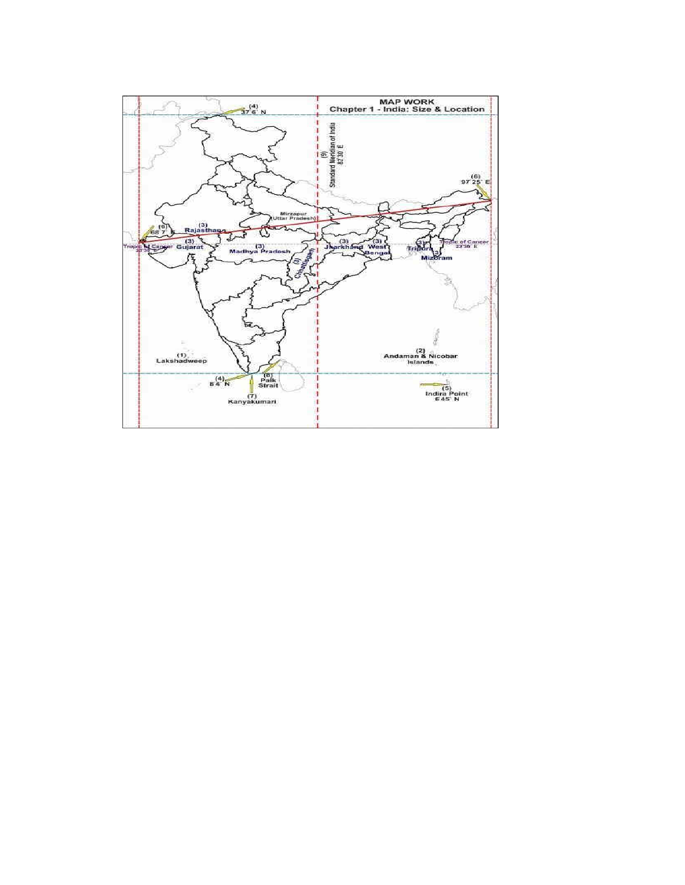## MAP WORK
### Chapter 1 - India: Size & Location

(1) Lakshadweep

(2) Andaman & Nicobar Islands

(3) Rajasthan, Gujarat, Madhya Pradesh, Chhattisgarh, Jharkhand, West Bengal, Tripura, Mizoram

(4) 37°6' N

(4) 8°4' N

(5) Indira Point 6°45' N

(6) 68°7' E

(6) 97°25' E

(7) Kanyakumari

(8) Palk Strait

(9) Standard Meridian of India 82°30' E

Mirzapur (Uttar Pradesh)

Tropic of Cancer 23°30' E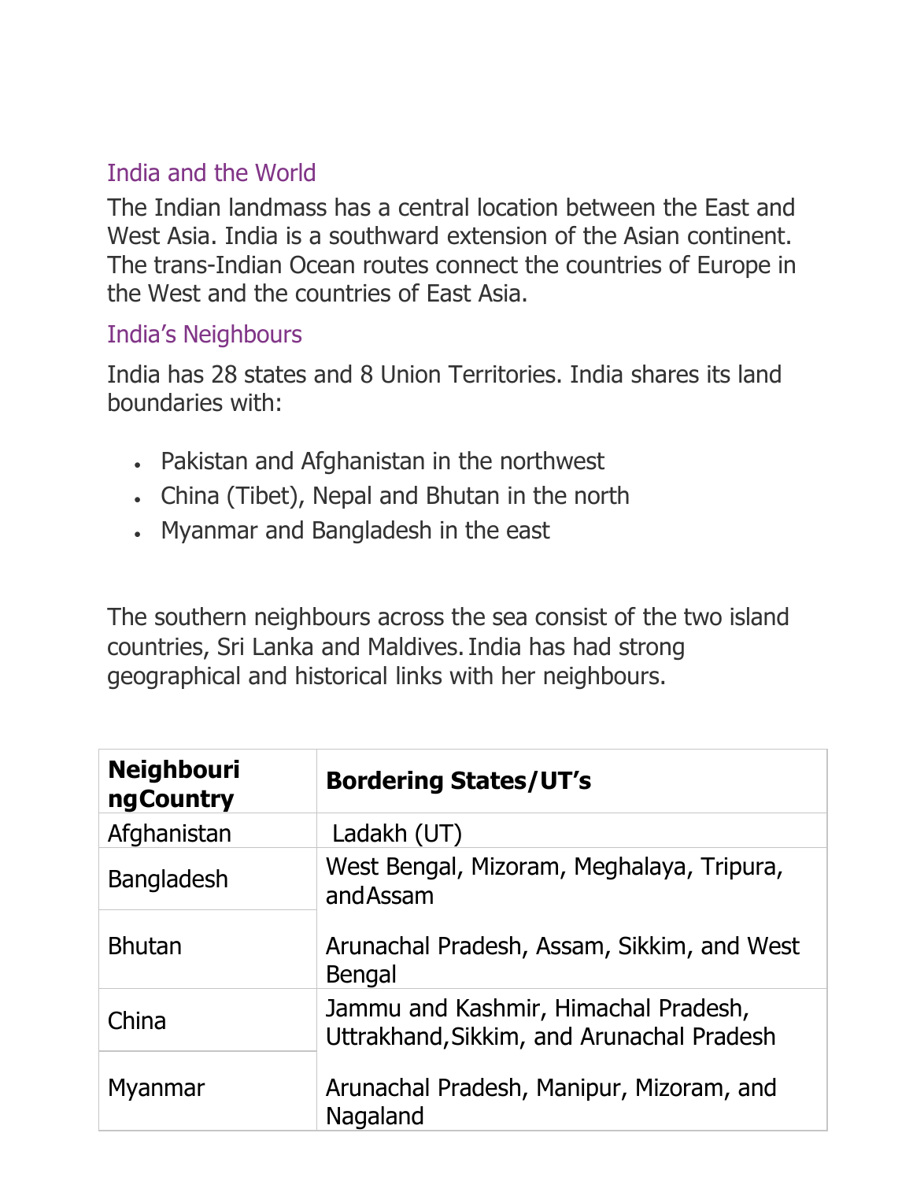## India and the World

The Indian landmass has a central location between the East and West Asia. India is a southward extension of the Asian continent. The trans-Indian Ocean routes connect the countries of Europe in the West and the countries of East Asia.

## India's Neighbours

India has 28 states and 8 Union Territories. India shares its land boundaries with:

- Pakistan and Afghanistan in the northwest
- China (Tibet), Nepal and Bhutan in the north
- Myanmar and Bangladesh in the east

The southern neighbours across the sea consist of the two island countries, Sri Lanka and Maldives. India has had strong geographical and historical links with her neighbours.

| Neighbouring Country | Bordering States/UT's |
|---|---|
| Afghanistan | Ladakh (UT) |
| Bangladesh | West Bengal, Mizoram, Meghalaya, Tripura, and Assam |
| Bhutan | Arunachal Pradesh, Assam, Sikkim, and West Bengal |
| China | Jammu and Kashmir, Himachal Pradesh, Uttrakhand, Sikkim, and Arunachal Pradesh |
| Myanmar | Arunachal Pradesh, Manipur, Mizoram, and Nagaland |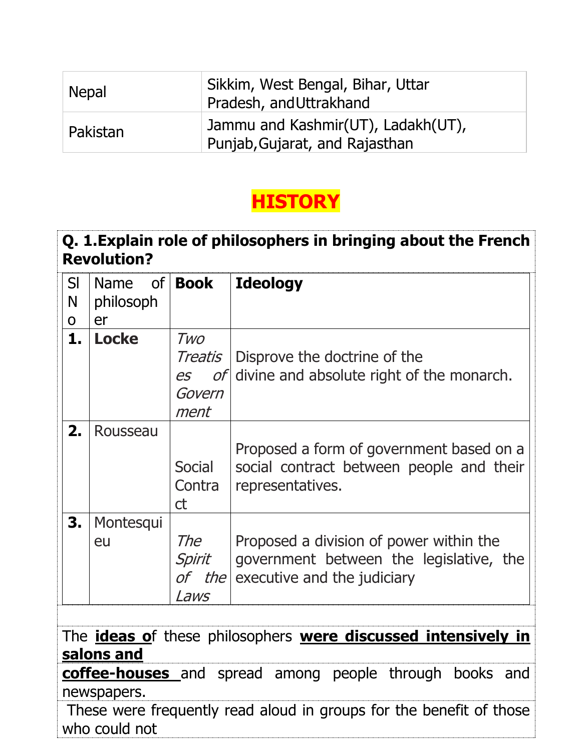| Nepal | Sikkim, West Bengal, Bihar, Uttar Pradesh, andUttrakhand |
|---|---|
| Pakistan | Jammu and Kashmir(UT), Ladakh(UT), Punjab,Gujarat, and Rajasthan |

# HISTORY

**Q. 1.Explain role of philosophers in bringing about the French Revolution?**

| Sl No | Name of philosopher | **Book** | **Ideology** |
|---|---|---|---|
| **1.** | **Locke** | *Two Treatises of Government* | Disprove the doctrine of the divine and absolute right of the monarch. |
| **2.** | Rousseau | Social Contract | Proposed a form of government based on a social contract between people and their representatives. |
| **3.** | Montesquieu | *The Spirit of the Laws* | Proposed a division of power within the government between the legislative, the executive and the judiciary |

The **ideas o**f these philosophers **were discussed intensively in salons and coffee-houses** and spread among people through books and newspapers.

These were frequently read aloud in groups for the benefit of those who could not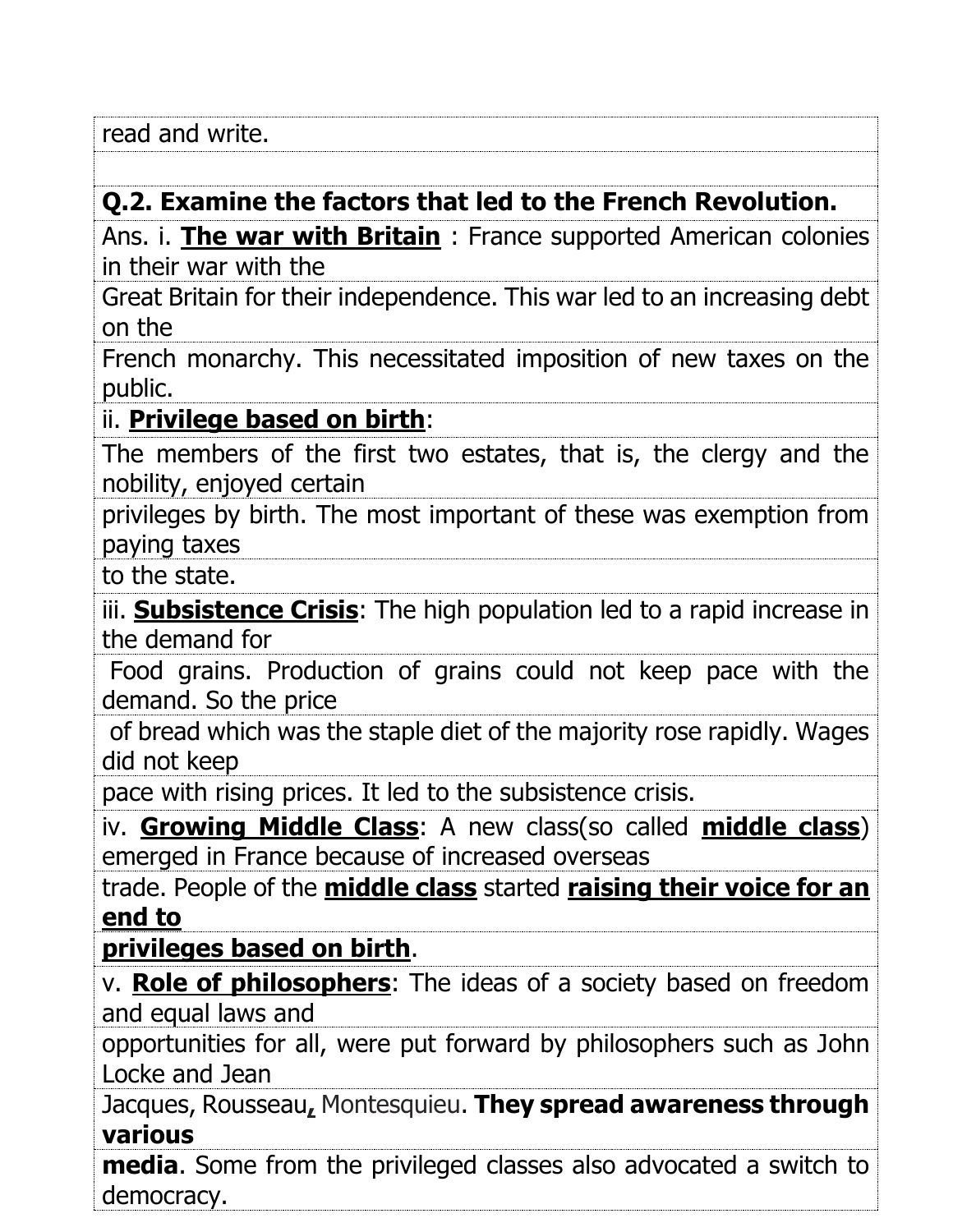read and write.

**Q.2. Examine the factors that led to the French Revolution.**

Ans. i. **The war with Britain** : France supported American colonies in their war with the Great Britain for their independence. This war led to an increasing debt on the French monarchy. This necessitated imposition of new taxes on the public.

ii. **Privilege based on birth**:

The members of the first two estates, that is, the clergy and the nobility, enjoyed certain privileges by birth. The most important of these was exemption from paying taxes to the state.

iii. **Subsistence Crisis**: The high population led to a rapid increase in the demand for Food grains. Production of grains could not keep pace with the demand. So the price of bread which was the staple diet of the majority rose rapidly. Wages did not keep pace with rising prices. It led to the subsistence crisis.

iv. **Growing Middle Class**: A new class(so called **middle class**) emerged in France because of increased overseas trade. People of the **middle class** started **raising their voice for an end to privileges based on birth**.

v. **Role of philosophers**: The ideas of a society based on freedom and equal laws and opportunities for all, were put forward by philosophers such as John Locke and Jean Jacques, Rousseau, Montesquieu. **They spread awareness through various media**. Some from the privileged classes also advocated a switch to democracy.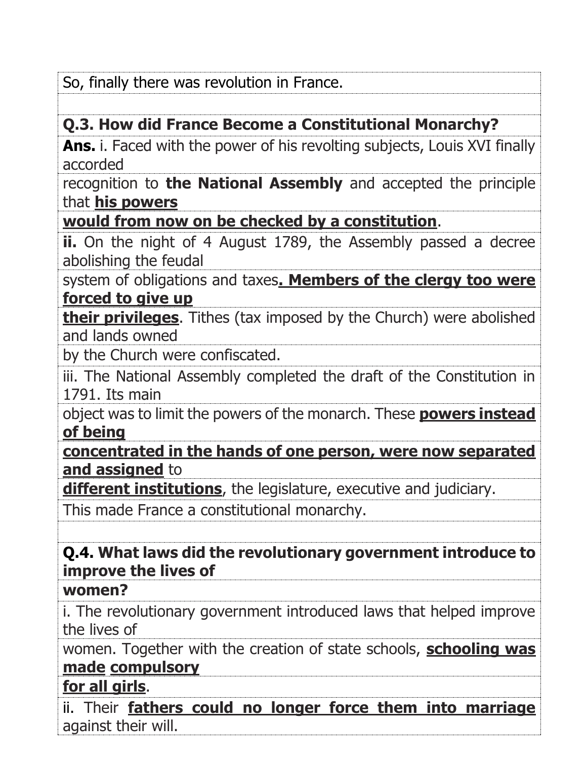So, finally there was revolution in France.

**Q.3. How did France Become a Constitutional Monarchy?**

**Ans.** i. Faced with the power of his revolting subjects, Louis XVI finally accorded recognition to **the National Assembly** and accepted the principle that **his powers would from now on be checked by a constitution**.

**ii.** On the night of 4 August 1789, the Assembly passed a decree abolishing the feudal system of obligations and taxes**. Members of the clergy too were forced to give up their privileges**. Tithes (tax imposed by the Church) were abolished and lands owned by the Church were confiscated.

iii. The National Assembly completed the draft of the Constitution in 1791. Its main object was to limit the powers of the monarch. These **powers instead of being concentrated in the hands of one person, were now separated and assigned** to **different institutions**, the legislature, executive and judiciary.

This made France a constitutional monarchy.

**Q.4. What laws did the revolutionary government introduce to improve the lives of women?**

i. The revolutionary government introduced laws that helped improve the lives of women. Together with the creation of state schools, **schooling was made compulsory for all girls**.

ii. Their **fathers could no longer force them into marriage** against their will.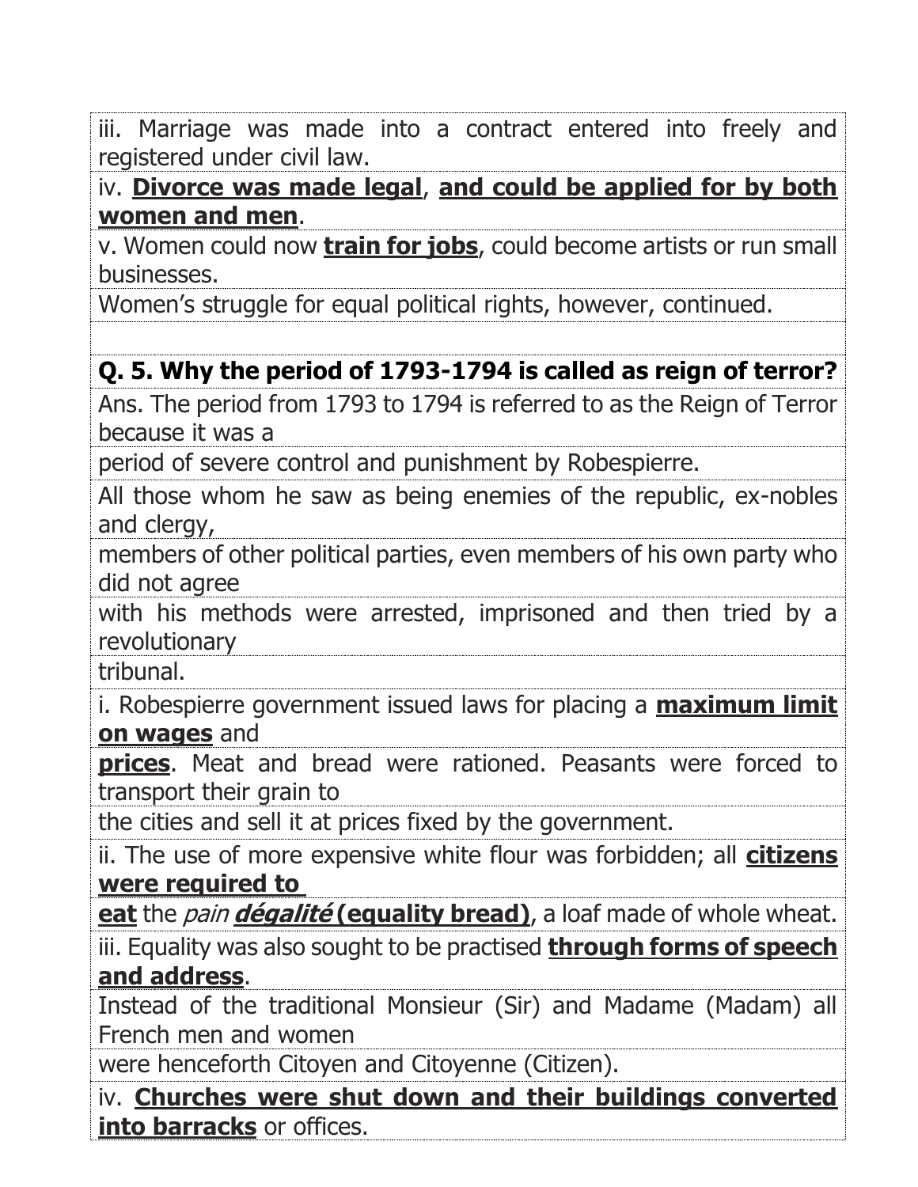iii. Marriage was made into a contract entered into freely and registered under civil law.

iv. **<u>Divorce was made legal</u>**, **<u>and could be applied for by both women and men</u>**.

v. Women could now **<u>train for jobs</u>**, could become artists or run small businesses.

Women's struggle for equal political rights, however, continued.

**Q. 5. Why the period of 1793-1794 is called as reign of terror?**

Ans. The period from 1793 to 1794 is referred to as the Reign of Terror because it was a period of severe control and punishment by Robespierre.

All those whom he saw as being enemies of the republic, ex-nobles and clergy, members of other political parties, even members of his own party who did not agree with his methods were arrested, imprisoned and then tried by a revolutionary tribunal.

i. Robespierre government issued laws for placing a **<u>maximum limit on wages</u>** and **<u>prices</u>**. Meat and bread were rationed. Peasants were forced to transport their grain to the cities and sell it at prices fixed by the government.

ii. The use of more expensive white flour was forbidden; all **<u>citizens were required to eat</u>** the *pain* ***<u>dégalité</u>*** **<u>(equality bread)</u>**, a loaf made of whole wheat.

iii. Equality was also sought to be practised **<u>through forms of speech and address</u>**.

Instead of the traditional Monsieur (Sir) and Madame (Madam) all French men and women were henceforth Citoyen and Citoyenne (Citizen).

iv. **<u>Churches were shut down and their buildings converted into barracks</u>** or offices.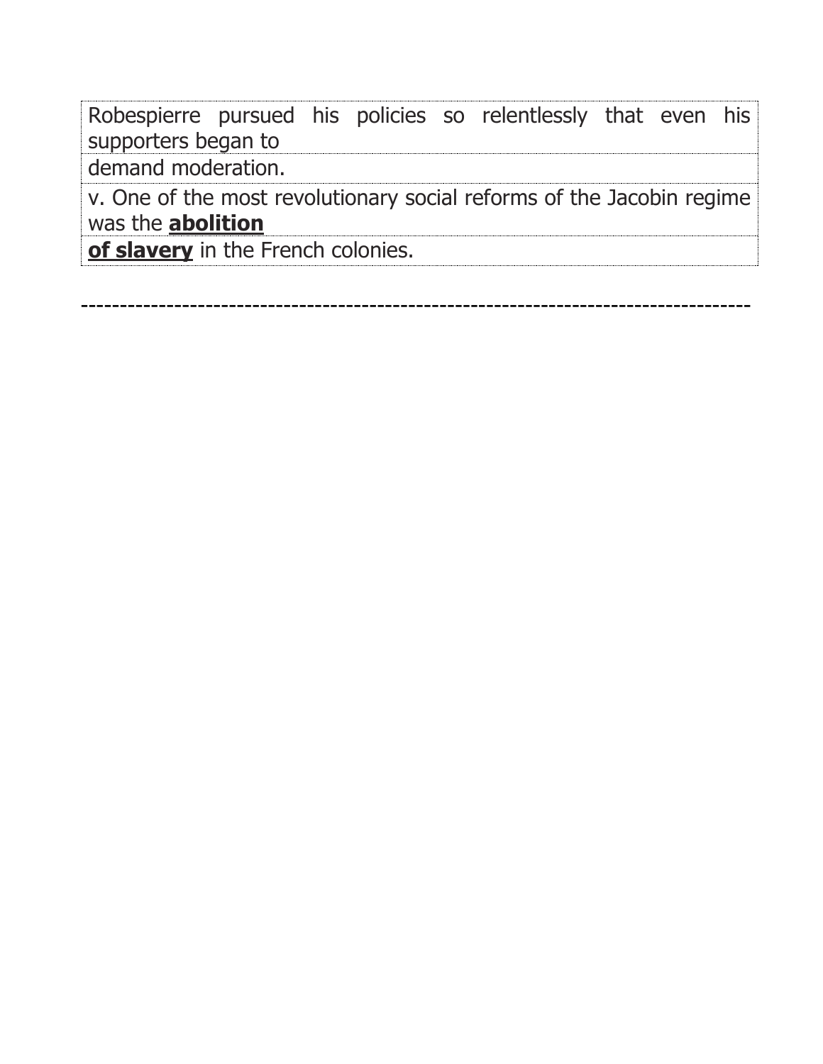| |
|---|
| Robespierre pursued his policies so relentlessly that even his supporters began to |
| demand moderation. |
| v. One of the most revolutionary social reforms of the Jacobin regime was the **abolition** |
| **of slavery** in the French colonies. |

-------------------------------------------------------------------------------------